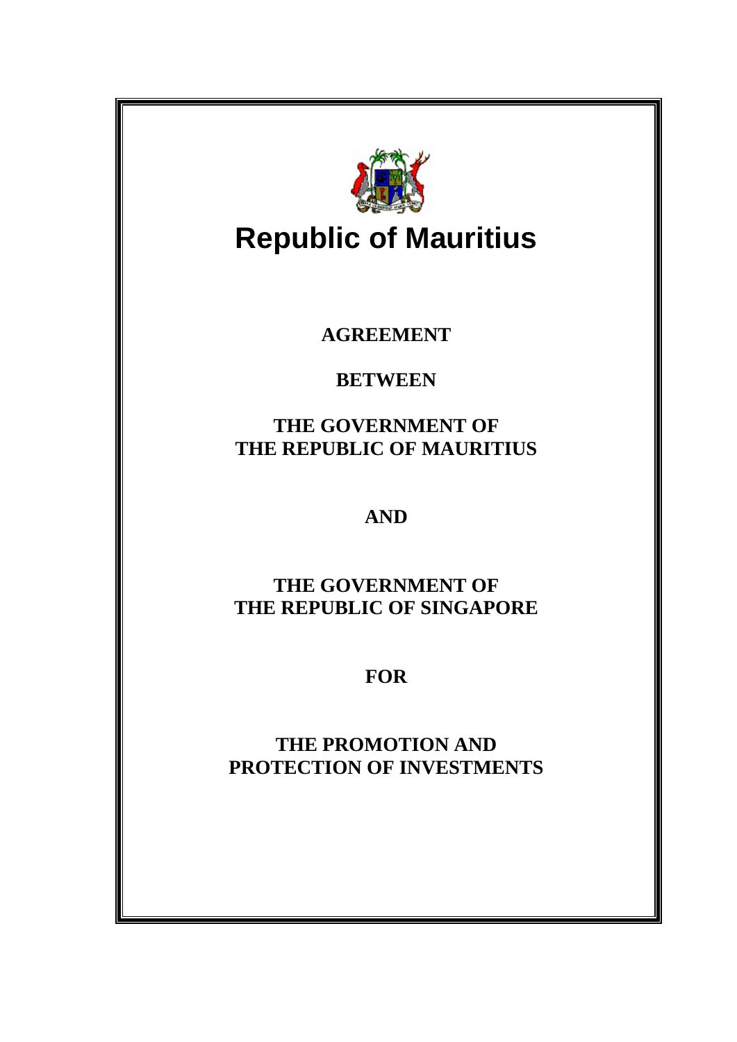# Republic of Mauritius

**AGREEMENT**

**BETWEEN**

**THE GOVERNMENT OF THE REPUBLIC OF MAURITIUS**

**AND**

**THE GOVERNMENT OF THE REPUBLIC OF SINGAPORE**

**FOR**

**THE PROMOTION AND PROTECTION OF INVESTMENTS**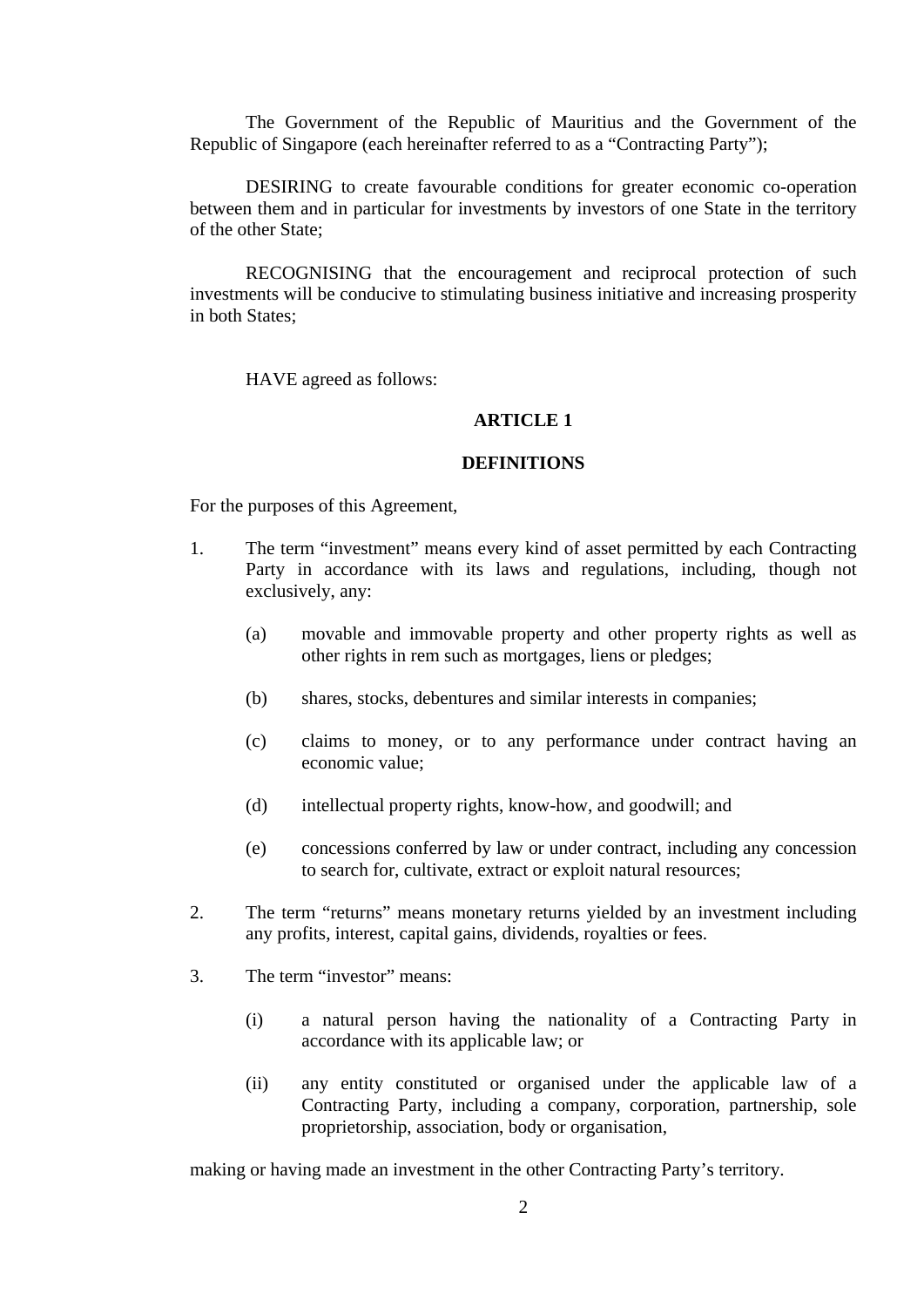The Government of the Republic of Mauritius and the Government of the Republic of Singapore (each hereinafter referred to as a "Contracting Party");

DESIRING to create favourable conditions for greater economic co-operation between them and in particular for investments by investors of one State in the territory of the other State;

RECOGNISING that the encouragement and reciprocal protection of such investments will be conducive to stimulating business initiative and increasing prosperity in both States;

HAVE agreed as follows:

**ARTICLE 1**

**DEFINITIONS**

For the purposes of this Agreement,

1. The term "investment" means every kind of asset permitted by each Contracting Party in accordance with its laws and regulations, including, though not exclusively, any:

   (a) movable and immovable property and other property rights as well as other rights in rem such as mortgages, liens or pledges;

   (b) shares, stocks, debentures and similar interests in companies;

   (c) claims to money, or to any performance under contract having an economic value;

   (d) intellectual property rights, know-how, and goodwill; and

   (e) concessions conferred by law or under contract, including any concession to search for, cultivate, extract or exploit natural resources;

2. The term "returns" means monetary returns yielded by an investment including any profits, interest, capital gains, dividends, royalties or fees.

3. The term "investor" means:

   (i) a natural person having the nationality of a Contracting Party in accordance with its applicable law; or

   (ii) any entity constituted or organised under the applicable law of a Contracting Party, including a company, corporation, partnership, sole proprietorship, association, body or organisation,

making or having made an investment in the other Contracting Party's territory.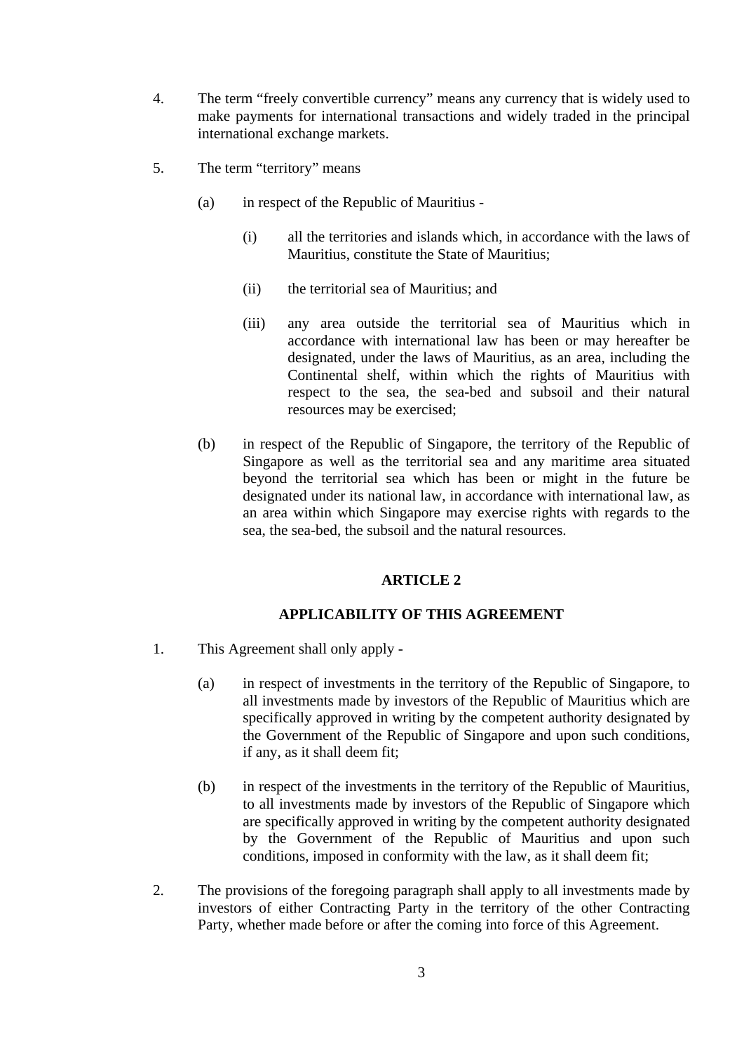4. The term "freely convertible currency" means any currency that is widely used to make payments for international transactions and widely traded in the principal international exchange markets.

5. The term "territory" means

   (a) in respect of the Republic of Mauritius -

      (i) all the territories and islands which, in accordance with the laws of Mauritius, constitute the State of Mauritius;

      (ii) the territorial sea of Mauritius; and

      (iii) any area outside the territorial sea of Mauritius which in accordance with international law has been or may hereafter be designated, under the laws of Mauritius, as an area, including the Continental shelf, within which the rights of Mauritius with respect to the sea, the sea-bed and subsoil and their natural resources may be exercised;

   (b) in respect of the Republic of Singapore, the territory of the Republic of Singapore as well as the territorial sea and any maritime area situated beyond the territorial sea which has been or might in the future be designated under its national law, in accordance with international law, as an area within which Singapore may exercise rights with regards to the sea, the sea-bed, the subsoil and the natural resources.

## ARTICLE 2

## APPLICABILITY OF THIS AGREEMENT

1. This Agreement shall only apply -

   (a) in respect of investments in the territory of the Republic of Singapore, to all investments made by investors of the Republic of Mauritius which are specifically approved in writing by the competent authority designated by the Government of the Republic of Singapore and upon such conditions, if any, as it shall deem fit;

   (b) in respect of the investments in the territory of the Republic of Mauritius, to all investments made by investors of the Republic of Singapore which are specifically approved in writing by the competent authority designated by the Government of the Republic of Mauritius and upon such conditions, imposed in conformity with the law, as it shall deem fit;

2. The provisions of the foregoing paragraph shall apply to all investments made by investors of either Contracting Party in the territory of the other Contracting Party, whether made before or after the coming into force of this Agreement.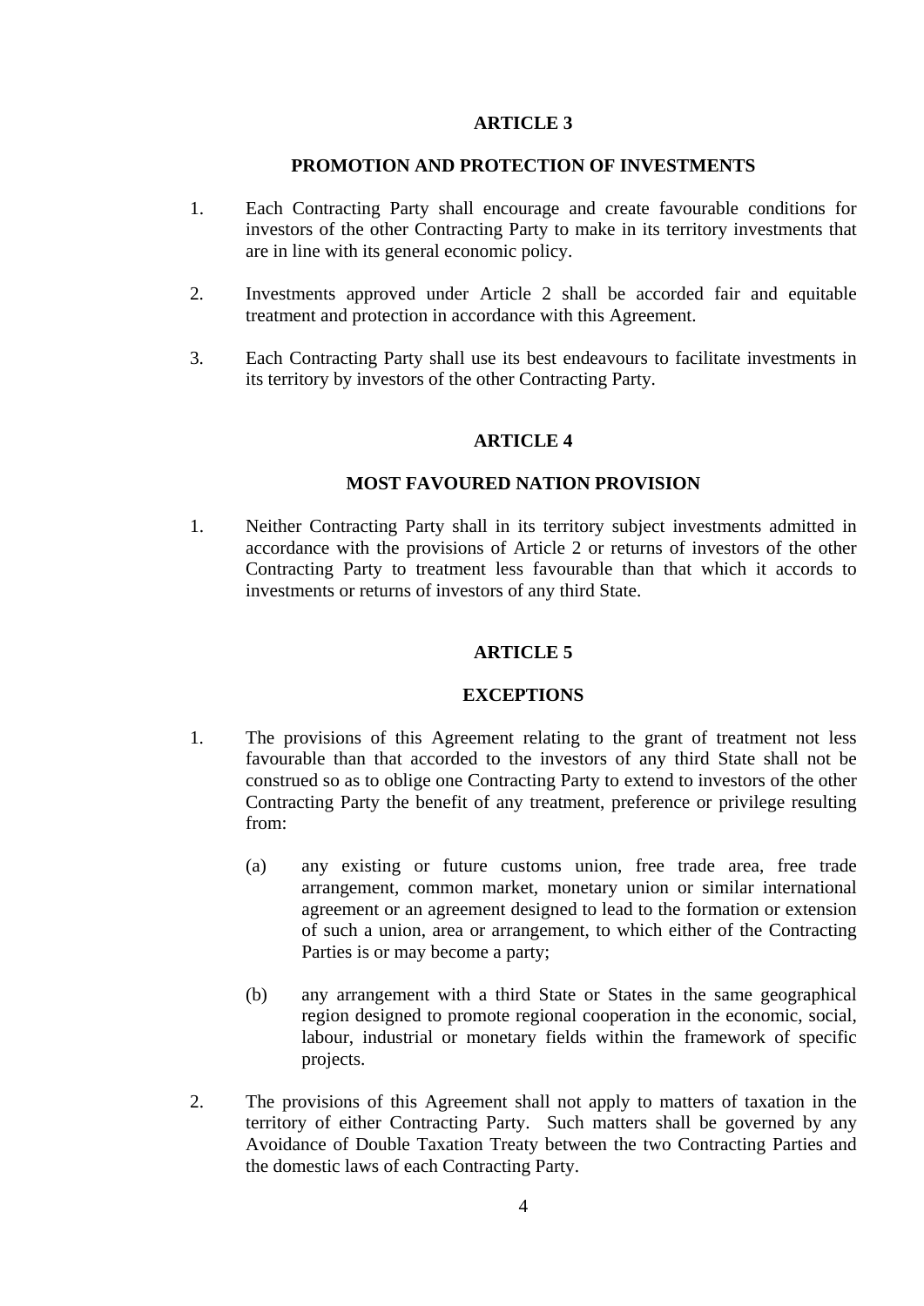## ARTICLE 3

## PROMOTION AND PROTECTION OF INVESTMENTS

1. Each Contracting Party shall encourage and create favourable conditions for investors of the other Contracting Party to make in its territory investments that are in line with its general economic policy.

2. Investments approved under Article 2 shall be accorded fair and equitable treatment and protection in accordance with this Agreement.

3. Each Contracting Party shall use its best endeavours to facilitate investments in its territory by investors of the other Contracting Party.

## ARTICLE 4

## MOST FAVOURED NATION PROVISION

1. Neither Contracting Party shall in its territory subject investments admitted in accordance with the provisions of Article 2 or returns of investors of the other Contracting Party to treatment less favourable than that which it accords to investments or returns of investors of any third State.

## ARTICLE 5

## EXCEPTIONS

1. The provisions of this Agreement relating to the grant of treatment not less favourable than that accorded to the investors of any third State shall not be construed so as to oblige one Contracting Party to extend to investors of the other Contracting Party the benefit of any treatment, preference or privilege resulting from:

   (a) any existing or future customs union, free trade area, free trade arrangement, common market, monetary union or similar international agreement or an agreement designed to lead to the formation or extension of such a union, area or arrangement, to which either of the Contracting Parties is or may become a party;

   (b) any arrangement with a third State or States in the same geographical region designed to promote regional cooperation in the economic, social, labour, industrial or monetary fields within the framework of specific projects.

2. The provisions of this Agreement shall not apply to matters of taxation in the territory of either Contracting Party. Such matters shall be governed by any Avoidance of Double Taxation Treaty between the two Contracting Parties and the domestic laws of each Contracting Party.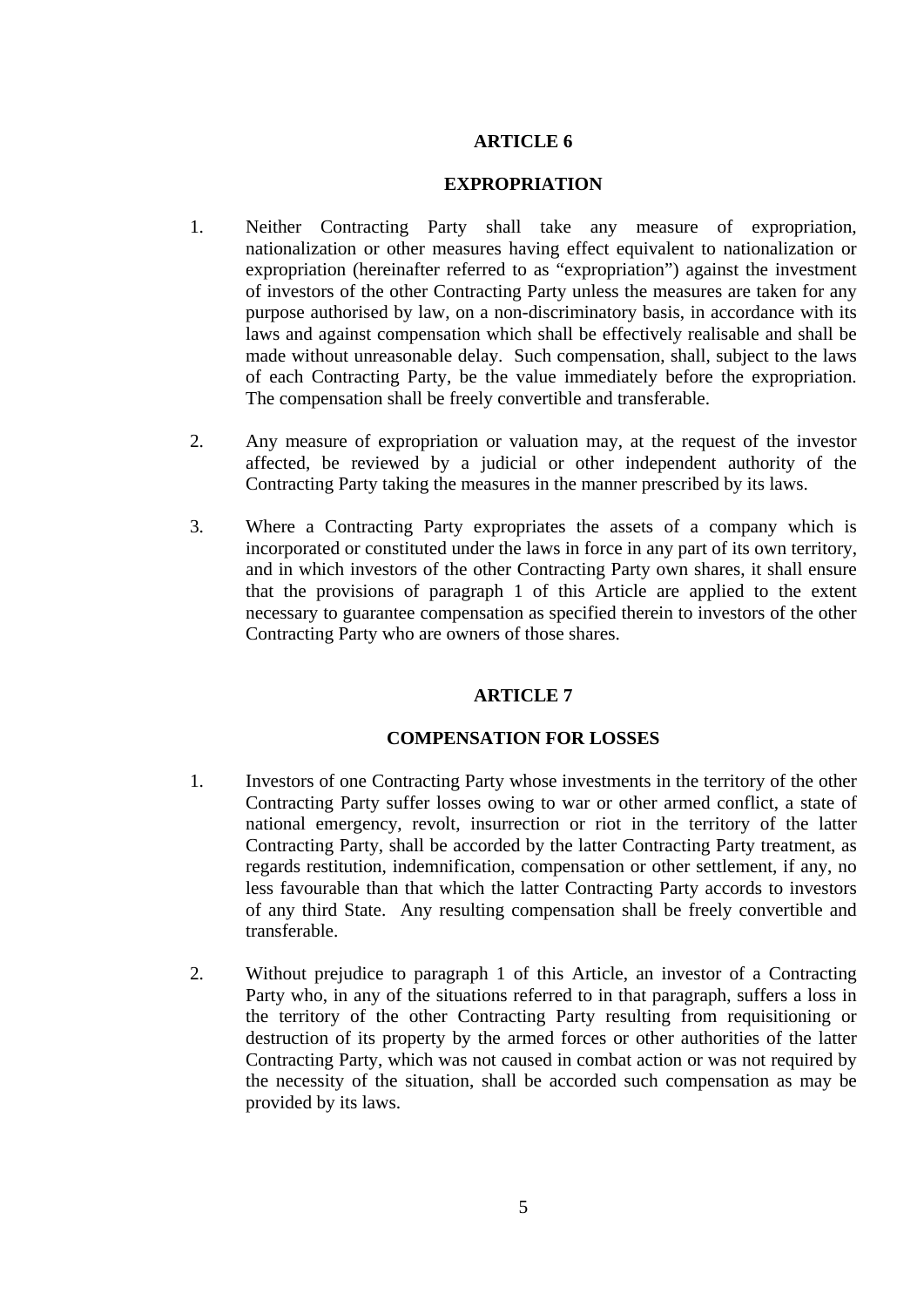## ARTICLE 6

## EXPROPRIATION

1. Neither Contracting Party shall take any measure of expropriation, nationalization or other measures having effect equivalent to nationalization or expropriation (hereinafter referred to as "expropriation") against the investment of investors of the other Contracting Party unless the measures are taken for any purpose authorised by law, on a non-discriminatory basis, in accordance with its laws and against compensation which shall be effectively realisable and shall be made without unreasonable delay. Such compensation, shall, subject to the laws of each Contracting Party, be the value immediately before the expropriation. The compensation shall be freely convertible and transferable.

2. Any measure of expropriation or valuation may, at the request of the investor affected, be reviewed by a judicial or other independent authority of the Contracting Party taking the measures in the manner prescribed by its laws.

3. Where a Contracting Party expropriates the assets of a company which is incorporated or constituted under the laws in force in any part of its own territory, and in which investors of the other Contracting Party own shares, it shall ensure that the provisions of paragraph 1 of this Article are applied to the extent necessary to guarantee compensation as specified therein to investors of the other Contracting Party who are owners of those shares.

## ARTICLE 7

## COMPENSATION FOR LOSSES

1. Investors of one Contracting Party whose investments in the territory of the other Contracting Party suffer losses owing to war or other armed conflict, a state of national emergency, revolt, insurrection or riot in the territory of the latter Contracting Party, shall be accorded by the latter Contracting Party treatment, as regards restitution, indemnification, compensation or other settlement, if any, no less favourable than that which the latter Contracting Party accords to investors of any third State. Any resulting compensation shall be freely convertible and transferable.

2. Without prejudice to paragraph 1 of this Article, an investor of a Contracting Party who, in any of the situations referred to in that paragraph, suffers a loss in the territory of the other Contracting Party resulting from requisitioning or destruction of its property by the armed forces or other authorities of the latter Contracting Party, which was not caused in combat action or was not required by the necessity of the situation, shall be accorded such compensation as may be provided by its laws.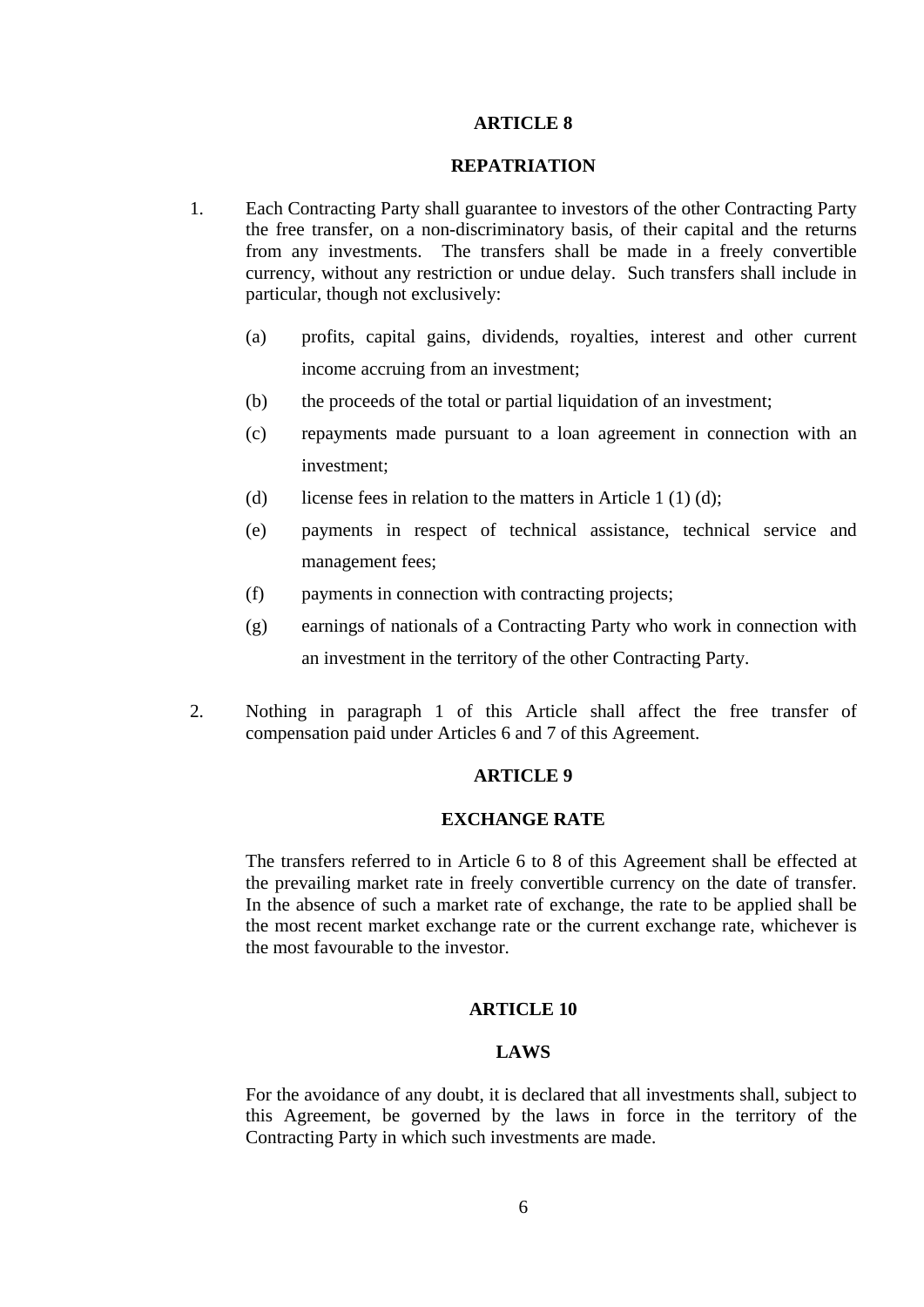## ARTICLE 8

## REPATRIATION

1. Each Contracting Party shall guarantee to investors of the other Contracting Party the free transfer, on a non-discriminatory basis, of their capital and the returns from any investments. The transfers shall be made in a freely convertible currency, without any restriction or undue delay. Such transfers shall include in particular, though not exclusively:

   (a) profits, capital gains, dividends, royalties, interest and other current income accruing from an investment;

   (b) the proceeds of the total or partial liquidation of an investment;

   (c) repayments made pursuant to a loan agreement in connection with an investment;

   (d) license fees in relation to the matters in Article 1 (1) (d);

   (e) payments in respect of technical assistance, technical service and management fees;

   (f) payments in connection with contracting projects;

   (g) earnings of nationals of a Contracting Party who work in connection with an investment in the territory of the other Contracting Party.

2. Nothing in paragraph 1 of this Article shall affect the free transfer of compensation paid under Articles 6 and 7 of this Agreement.

## ARTICLE 9

## EXCHANGE RATE

The transfers referred to in Article 6 to 8 of this Agreement shall be effected at the prevailing market rate in freely convertible currency on the date of transfer. In the absence of such a market rate of exchange, the rate to be applied shall be the most recent market exchange rate or the current exchange rate, whichever is the most favourable to the investor.

## ARTICLE 10

## LAWS

For the avoidance of any doubt, it is declared that all investments shall, subject to this Agreement, be governed by the laws in force in the territory of the Contracting Party in which such investments are made.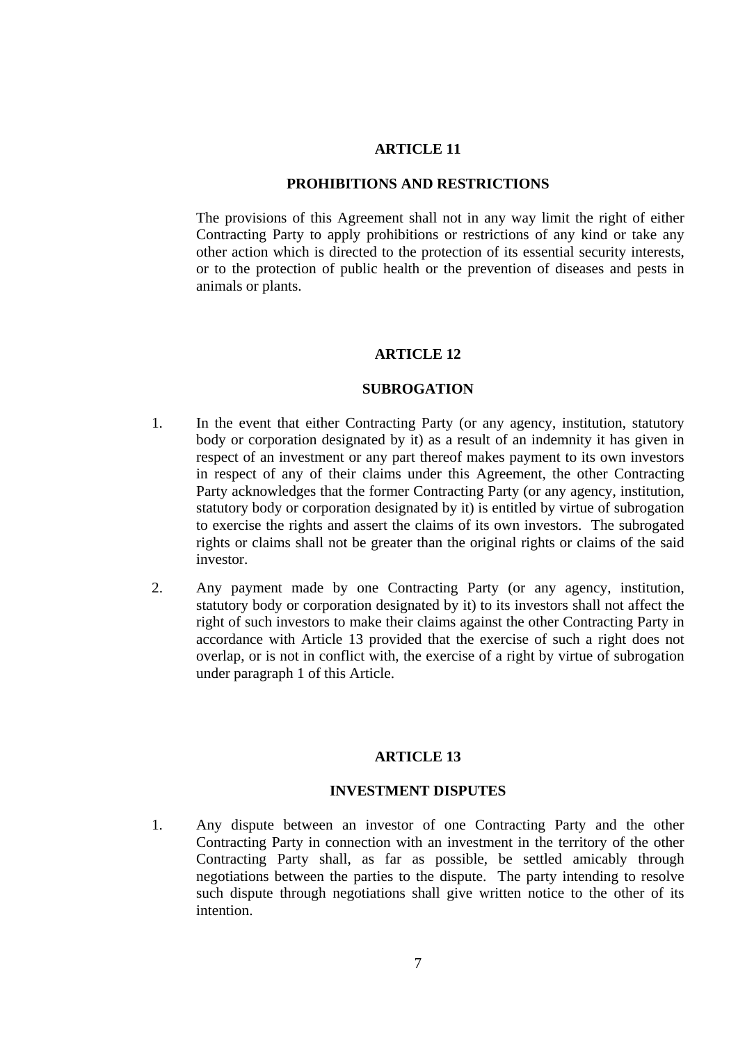## ARTICLE 11

### PROHIBITIONS AND RESTRICTIONS

The provisions of this Agreement shall not in any way limit the right of either Contracting Party to apply prohibitions or restrictions of any kind or take any other action which is directed to the protection of its essential security interests, or to the protection of public health or the prevention of diseases and pests in animals or plants.

## ARTICLE 12

### SUBROGATION

1. In the event that either Contracting Party (or any agency, institution, statutory body or corporation designated by it) as a result of an indemnity it has given in respect of an investment or any part thereof makes payment to its own investors in respect of any of their claims under this Agreement, the other Contracting Party acknowledges that the former Contracting Party (or any agency, institution, statutory body or corporation designated by it) is entitled by virtue of subrogation to exercise the rights and assert the claims of its own investors. The subrogated rights or claims shall not be greater than the original rights or claims of the said investor.

2. Any payment made by one Contracting Party (or any agency, institution, statutory body or corporation designated by it) to its investors shall not affect the right of such investors to make their claims against the other Contracting Party in accordance with Article 13 provided that the exercise of such a right does not overlap, or is not in conflict with, the exercise of a right by virtue of subrogation under paragraph 1 of this Article.

## ARTICLE 13

### INVESTMENT DISPUTES

1. Any dispute between an investor of one Contracting Party and the other Contracting Party in connection with an investment in the territory of the other Contracting Party shall, as far as possible, be settled amicably through negotiations between the parties to the dispute. The party intending to resolve such dispute through negotiations shall give written notice to the other of its intention.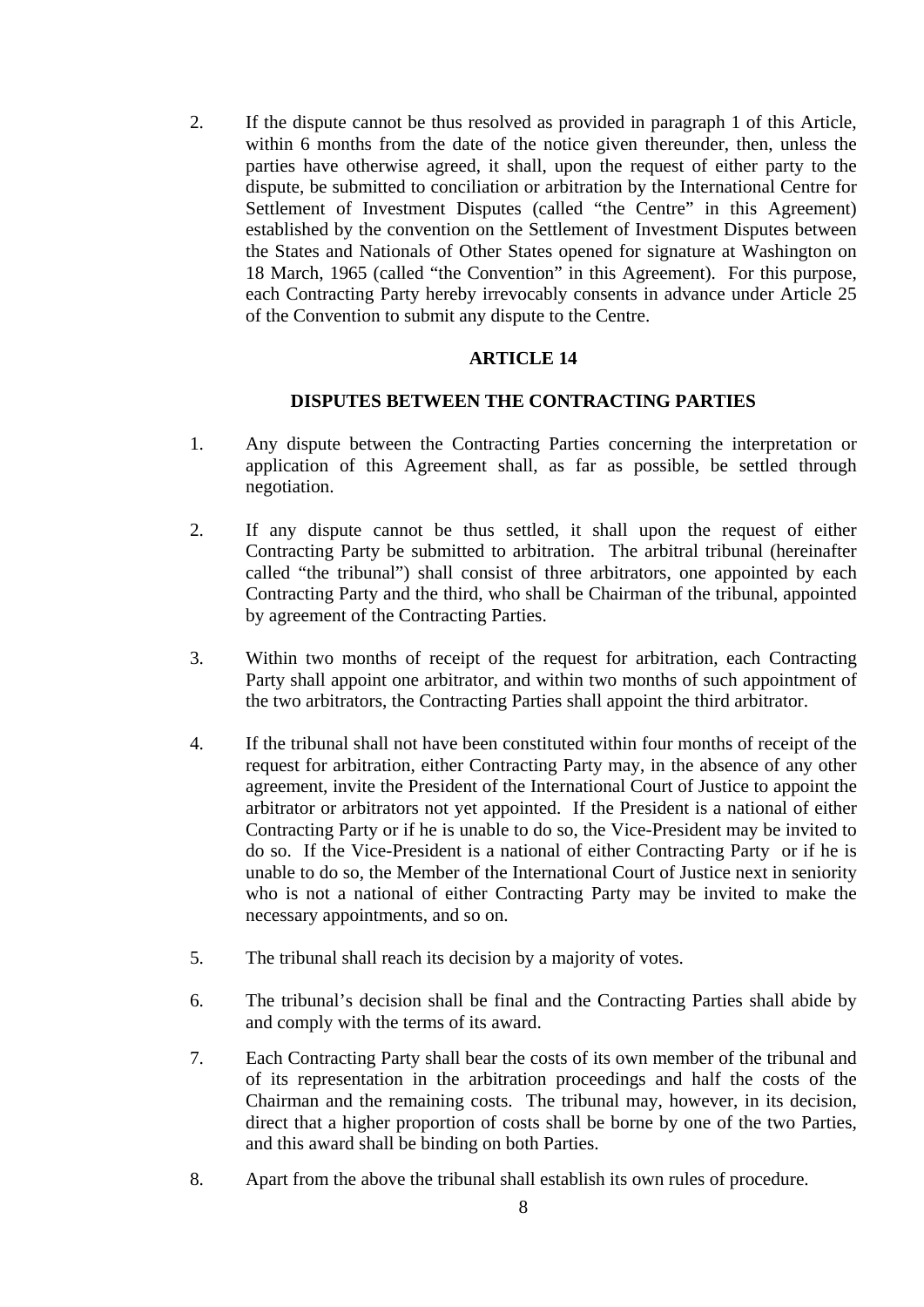2. If the dispute cannot be thus resolved as provided in paragraph 1 of this Article, within 6 months from the date of the notice given thereunder, then, unless the parties have otherwise agreed, it shall, upon the request of either party to the dispute, be submitted to conciliation or arbitration by the International Centre for Settlement of Investment Disputes (called "the Centre" in this Agreement) established by the convention on the Settlement of Investment Disputes between the States and Nationals of Other States opened for signature at Washington on 18 March, 1965 (called "the Convention" in this Agreement). For this purpose, each Contracting Party hereby irrevocably consents in advance under Article 25 of the Convention to submit any dispute to the Centre.

## ARTICLE 14

## DISPUTES BETWEEN THE CONTRACTING PARTIES

1. Any dispute between the Contracting Parties concerning the interpretation or application of this Agreement shall, as far as possible, be settled through negotiation.

2. If any dispute cannot be thus settled, it shall upon the request of either Contracting Party be submitted to arbitration. The arbitral tribunal (hereinafter called "the tribunal") shall consist of three arbitrators, one appointed by each Contracting Party and the third, who shall be Chairman of the tribunal, appointed by agreement of the Contracting Parties.

3. Within two months of receipt of the request for arbitration, each Contracting Party shall appoint one arbitrator, and within two months of such appointment of the two arbitrators, the Contracting Parties shall appoint the third arbitrator.

4. If the tribunal shall not have been constituted within four months of receipt of the request for arbitration, either Contracting Party may, in the absence of any other agreement, invite the President of the International Court of Justice to appoint the arbitrator or arbitrators not yet appointed. If the President is a national of either Contracting Party or if he is unable to do so, the Vice-President may be invited to do so. If the Vice-President is a national of either Contracting Party or if he is unable to do so, the Member of the International Court of Justice next in seniority who is not a national of either Contracting Party may be invited to make the necessary appointments, and so on.

5. The tribunal shall reach its decision by a majority of votes.

6. The tribunal's decision shall be final and the Contracting Parties shall abide by and comply with the terms of its award.

7. Each Contracting Party shall bear the costs of its own member of the tribunal and of its representation in the arbitration proceedings and half the costs of the Chairman and the remaining costs. The tribunal may, however, in its decision, direct that a higher proportion of costs shall be borne by one of the two Parties, and this award shall be binding on both Parties.

8. Apart from the above the tribunal shall establish its own rules of procedure.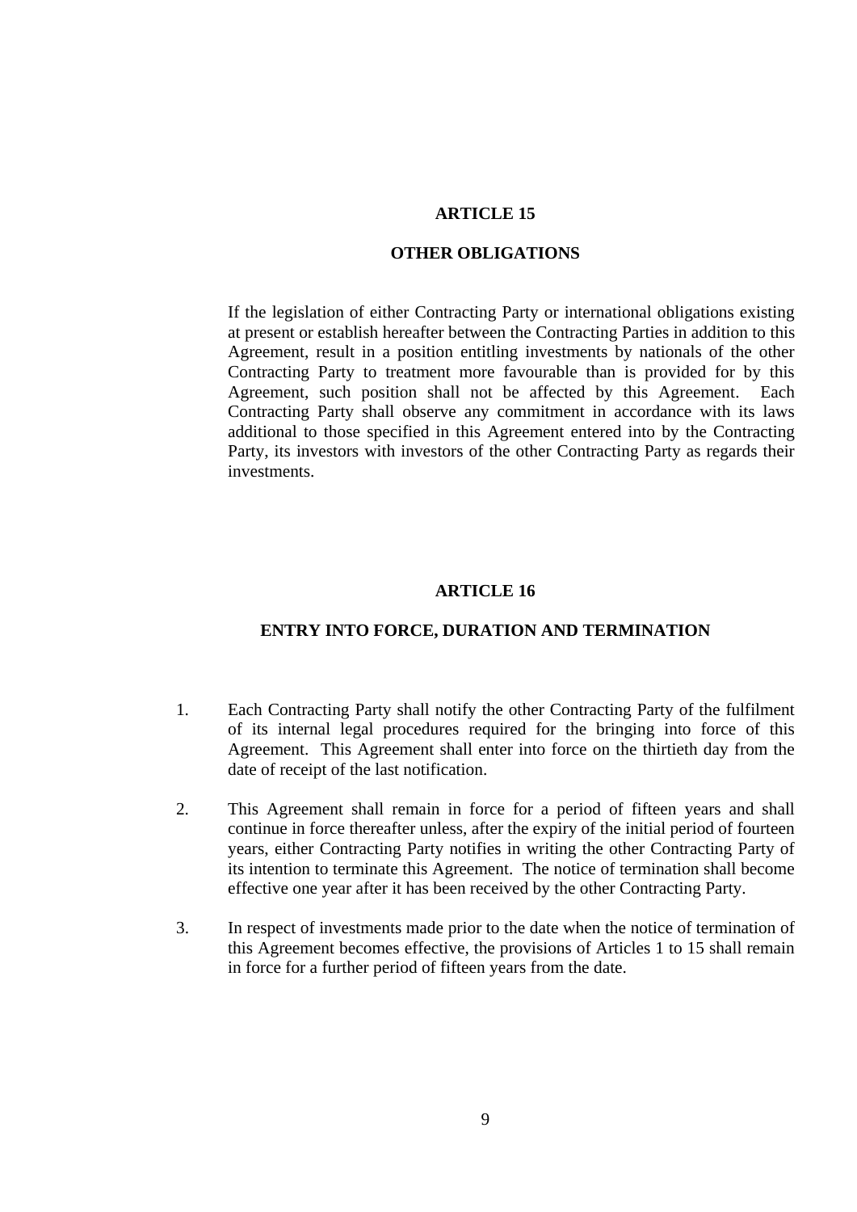## ARTICLE 15

## OTHER OBLIGATIONS

If the legislation of either Contracting Party or international obligations existing at present or establish hereafter between the Contracting Parties in addition to this Agreement, result in a position entitling investments by nationals of the other Contracting Party to treatment more favourable than is provided for by this Agreement, such position shall not be affected by this Agreement. Each Contracting Party shall observe any commitment in accordance with its laws additional to those specified in this Agreement entered into by the Contracting Party, its investors with investors of the other Contracting Party as regards their investments.

## ARTICLE 16

## ENTRY INTO FORCE, DURATION AND TERMINATION

1. Each Contracting Party shall notify the other Contracting Party of the fulfilment of its internal legal procedures required for the bringing into force of this Agreement. This Agreement shall enter into force on the thirtieth day from the date of receipt of the last notification.

2. This Agreement shall remain in force for a period of fifteen years and shall continue in force thereafter unless, after the expiry of the initial period of fourteen years, either Contracting Party notifies in writing the other Contracting Party of its intention to terminate this Agreement. The notice of termination shall become effective one year after it has been received by the other Contracting Party.

3. In respect of investments made prior to the date when the notice of termination of this Agreement becomes effective, the provisions of Articles 1 to 15 shall remain in force for a further period of fifteen years from the date.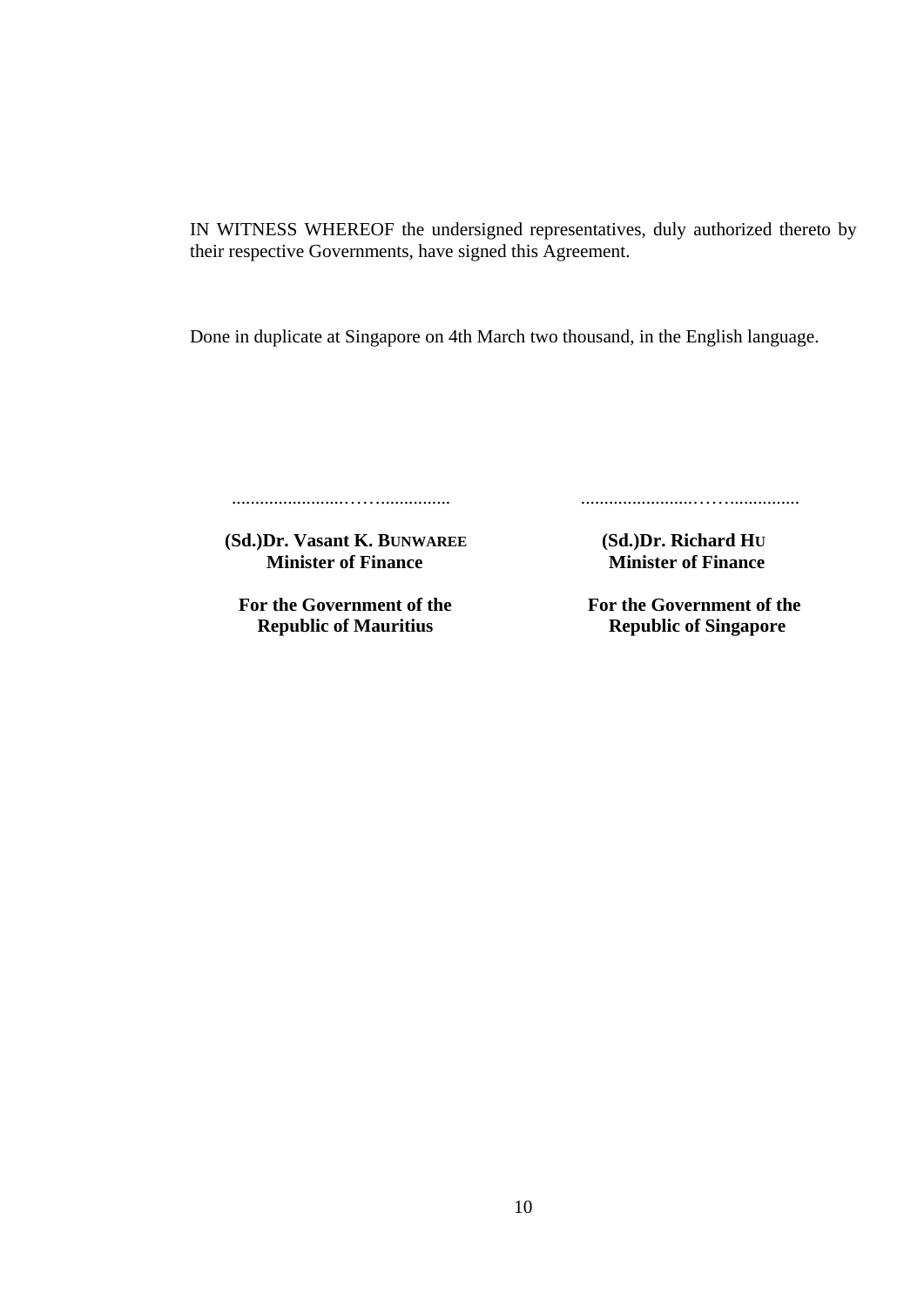IN WITNESS WHEREOF the undersigned representatives, duly authorized thereto by their respective Governments, have signed this Agreement.

Done in duplicate at Singapore on 4th March two thousand, in the English language.

| | |
|---|---|
| .........................…….............. | .........................…….............. |
| **(Sd.)Dr. Vasant K. BUNWAREE** | **(Sd.)Dr. Richard HU** |
| **Minister of Finance** | **Minister of Finance** |
| **For the Government of the Republic of Mauritius** | **For the Government of the Republic of Singapore** |